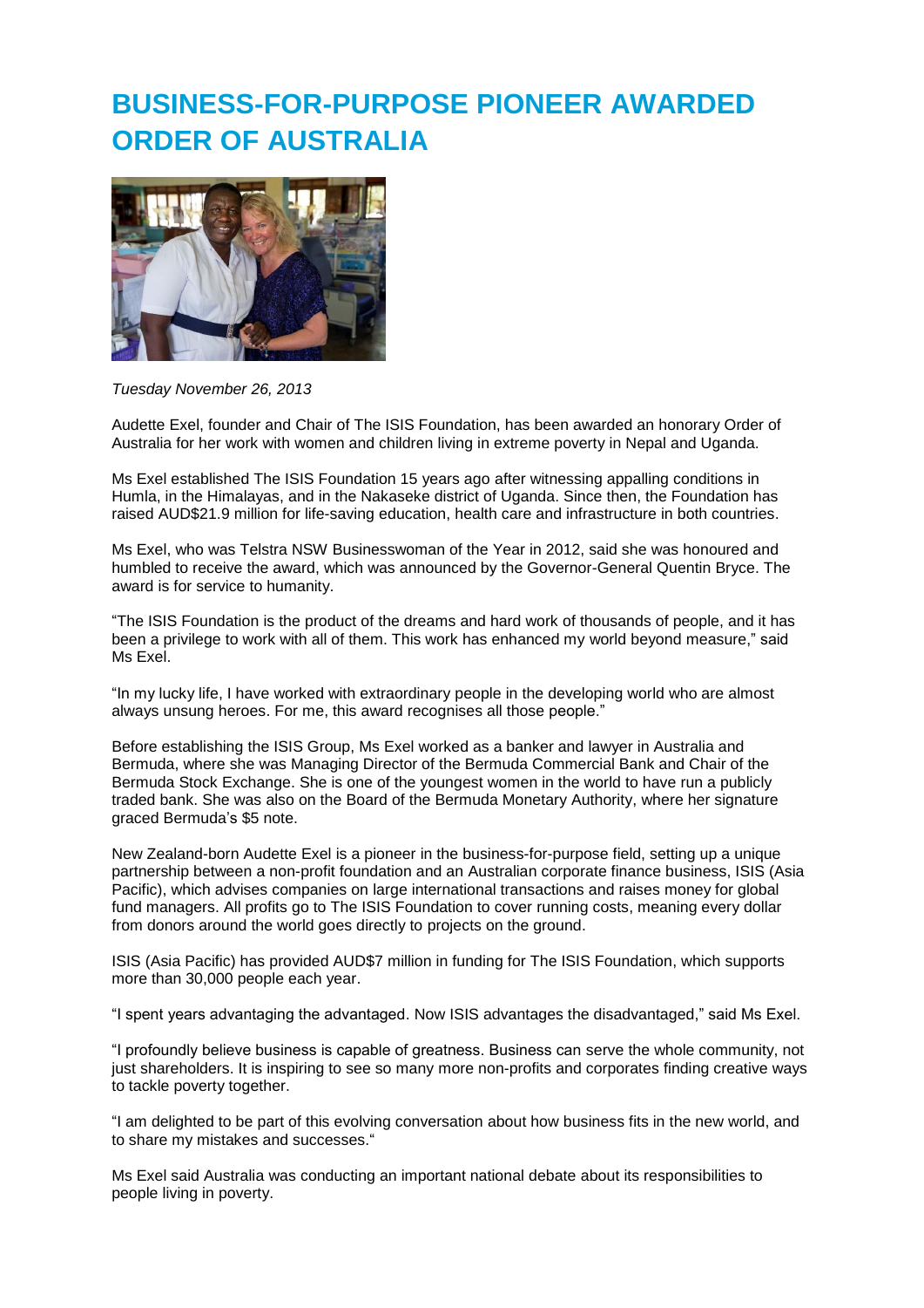# BUSINESS-FOR-PURPOSE PIONEER AWARDED ORDER OF AUSTRALIA

*Tuesday November 26, 2013*

Audette Exel, founder and Chair of The ISIS Foundation, has been awarded an honorary Order of Australia for her work with women and children living in extreme poverty in Nepal and Uganda.

Ms Exel established The ISIS Foundation 15 years ago after witnessing appalling conditions in Humla, in the Himalayas, and in the Nakaseke district of Uganda. Since then, the Foundation has raised AUD$21.9 million for life-saving education, health care and infrastructure in both countries.

Ms Exel, who was Telstra NSW Businesswoman of the Year in 2012, said she was honoured and humbled to receive the award, which was announced by the Governor-General Quentin Bryce. The award is for service to humanity.

"The ISIS Foundation is the product of the dreams and hard work of thousands of people, and it has been a privilege to work with all of them. This work has enhanced my world beyond measure," said Ms Exel.

"In my lucky life, I have worked with extraordinary people in the developing world who are almost always unsung heroes. For me, this award recognises all those people."

Before establishing the ISIS Group, Ms Exel worked as a banker and lawyer in Australia and Bermuda, where she was Managing Director of the Bermuda Commercial Bank and Chair of the Bermuda Stock Exchange. She is one of the youngest women in the world to have run a publicly traded bank. She was also on the Board of the Bermuda Monetary Authority, where her signature graced Bermuda's $5 note.

New Zealand-born Audette Exel is a pioneer in the business-for-purpose field, setting up a unique partnership between a non-profit foundation and an Australian corporate finance business, ISIS (Asia Pacific), which advises companies on large international transactions and raises money for global fund managers. All profits go to The ISIS Foundation to cover running costs, meaning every dollar from donors around the world goes directly to projects on the ground.

ISIS (Asia Pacific) has provided AUD$7 million in funding for The ISIS Foundation, which supports more than 30,000 people each year.

"I spent years advantaging the advantaged. Now ISIS advantages the disadvantaged," said Ms Exel.

"I profoundly believe business is capable of greatness. Business can serve the whole community, not just shareholders. It is inspiring to see so many more non-profits and corporates finding creative ways to tackle poverty together.

"I am delighted to be part of this evolving conversation about how business fits in the new world, and to share my mistakes and successes."

Ms Exel said Australia was conducting an important national debate about its responsibilities to people living in poverty.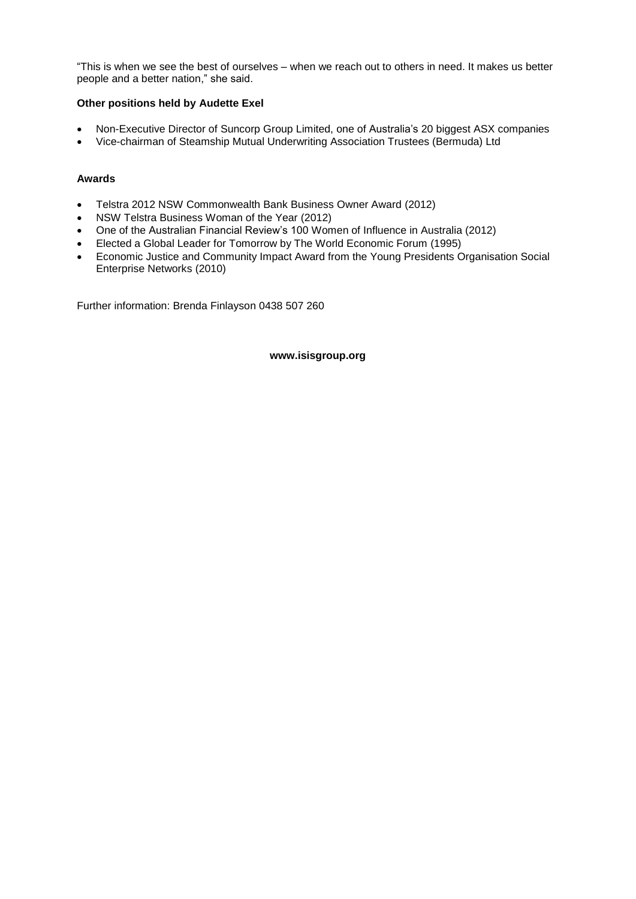"This is when we see the best of ourselves – when we reach out to others in need. It makes us better people and a better nation," she said.

**Other positions held by Audette Exel**

- Non-Executive Director of Suncorp Group Limited, one of Australia's 20 biggest ASX companies
- Vice-chairman of Steamship Mutual Underwriting Association Trustees (Bermuda) Ltd

**Awards**

- Telstra 2012 NSW Commonwealth Bank Business Owner Award (2012)
- NSW Telstra Business Woman of the Year (2012)
- One of the Australian Financial Review's 100 Women of Influence in Australia (2012)
- Elected a Global Leader for Tomorrow by The World Economic Forum (1995)
- Economic Justice and Community Impact Award from the Young Presidents Organisation Social Enterprise Networks (2010)

Further information: Brenda Finlayson 0438 507 260

**www.isisgroup.org**